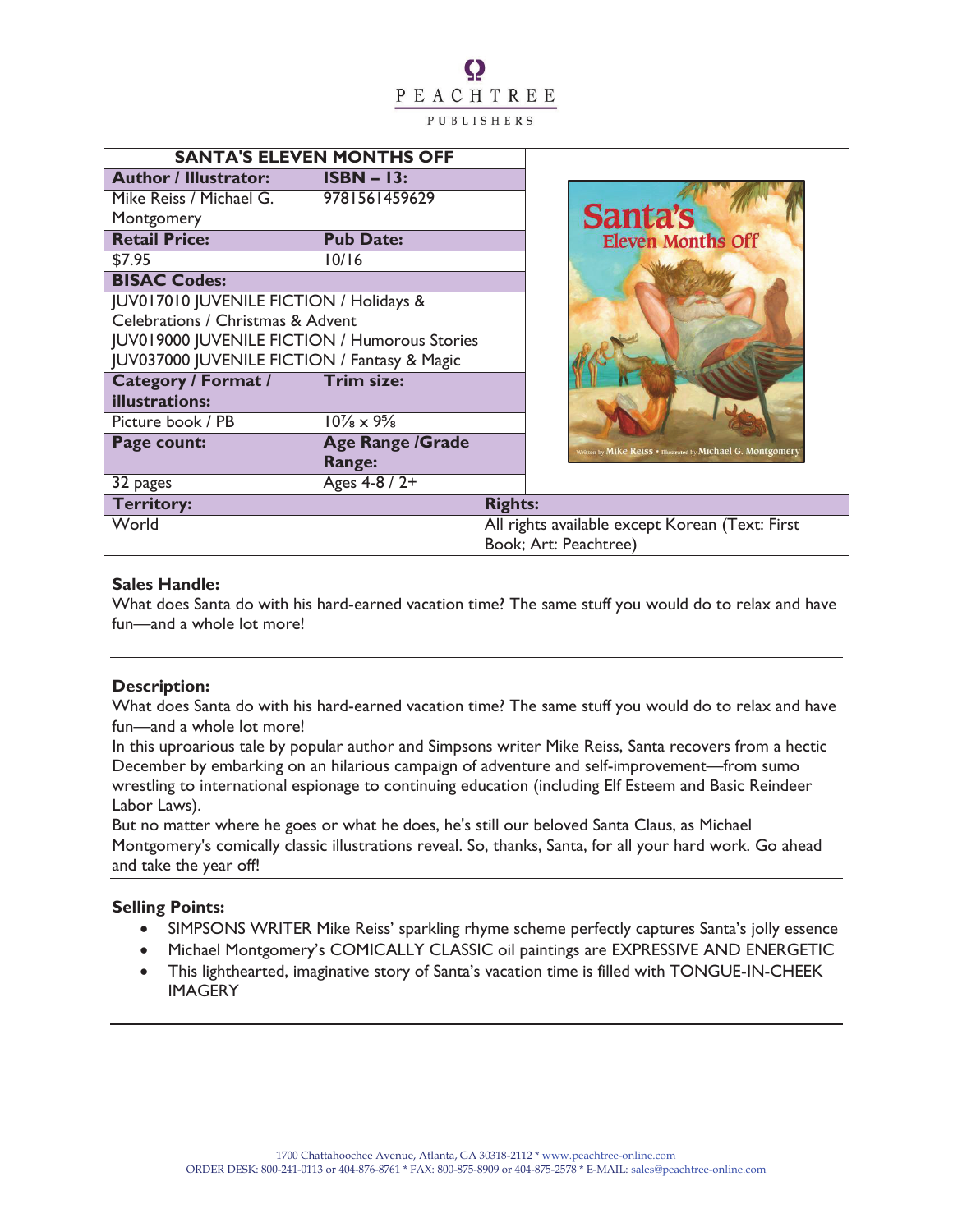PEACHTREE

PUBLISHERS

| SANTA'S ELEVEN MONTHS OFF | |
|---|---|
| **Author / Illustrator:** | **ISBN – 13:** |
| Mike Reiss / Michael G. Montgomery | 9781561459629 |
| **Retail Price:** | **Pub Date:** |
| $7.95 | 10/16 |
| **BISAC Codes:** | |
| JUV017010 JUVENILE FICTION / Holidays & Celebrations / Christmas & Advent<br>JUV019000 JUVENILE FICTION / Humorous Stories<br>JUV037000 JUVENILE FICTION / Fantasy & Magic | |
| **Category / Format / illustrations:** | **Trim size:** |
| Picture book / PB | 10⅞ x 9⅝ |
| **Page count:** | **Age Range /Grade Range:** |
| 32 pages | Ages 4-8 / 2+ |
| **Territory:** | **Rights:** |
| World | All rights available except Korean (Text: First Book; Art: Peachtree) |

**Sales Handle:**
What does Santa do with his hard-earned vacation time? The same stuff you would do to relax and have fun—and a whole lot more!

---

**Description:**
What does Santa do with his hard-earned vacation time? The same stuff you would do to relax and have fun—and a whole lot more!
In this uproarious tale by popular author and Simpsons writer Mike Reiss, Santa recovers from a hectic December by embarking on an hilarious campaign of adventure and self-improvement—from sumo wrestling to international espionage to continuing education (including Elf Esteem and Basic Reindeer Labor Laws).
But no matter where he goes or what he does, he's still our beloved Santa Claus, as Michael Montgomery's comically classic illustrations reveal. So, thanks, Santa, for all your hard work. Go ahead and take the year off!

---

**Selling Points:**

- SIMPSONS WRITER Mike Reiss' sparkling rhyme scheme perfectly captures Santa's jolly essence
- Michael Montgomery's COMICALLY CLASSIC oil paintings are EXPRESSIVE AND ENERGETIC
- This lighthearted, imaginative story of Santa's vacation time is filled with TONGUE-IN-CHEEK IMAGERY

---

1700 Chattahoochee Avenue, Atlanta, GA 30318-2112 * www.peachtree-online.com
ORDER DESK: 800-241-0113 or 404-876-8761 * FAX: 800-875-8909 or 404-875-2578 * E-MAIL: sales@peachtree-online.com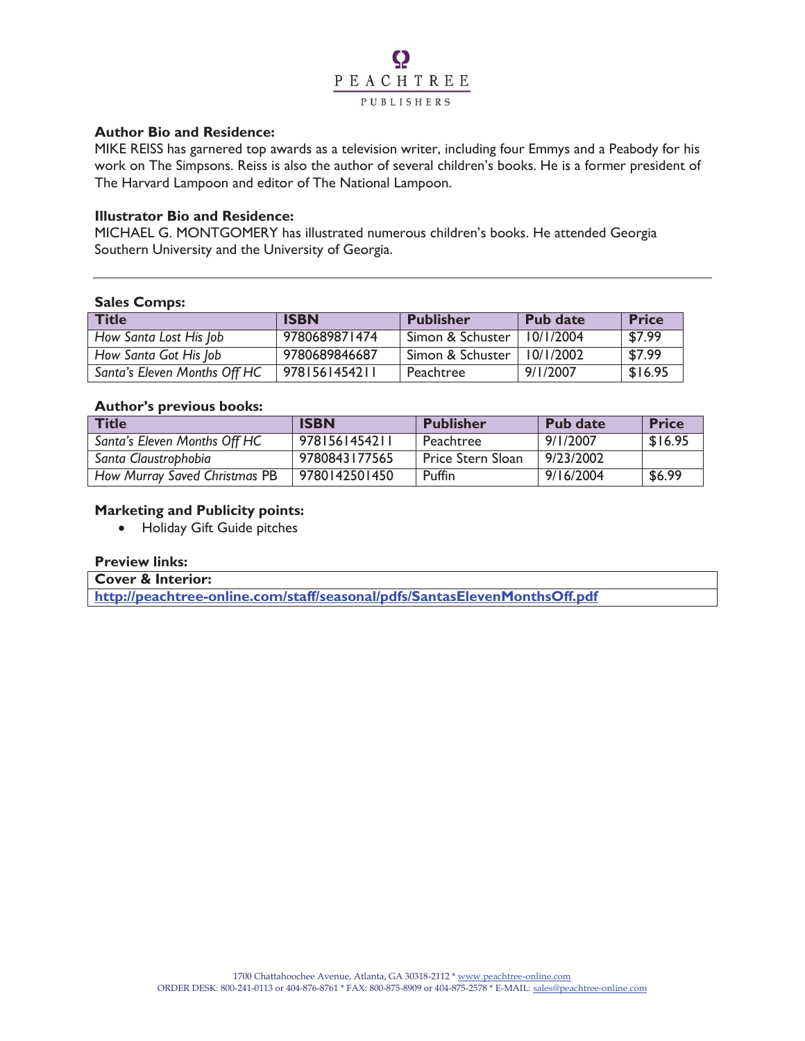PEACHTREE

PUBLISHERS

**Author Bio and Residence:**

MIKE REISS has garnered top awards as a television writer, including four Emmys and a Peabody for his work on The Simpsons. Reiss is also the author of several children's books. He is a former president of The Harvard Lampoon and editor of The National Lampoon.

**Illustrator Bio and Residence:**

MICHAEL G. MONTGOMERY has illustrated numerous children's books. He attended Georgia Southern University and the University of Georgia.

---

**Sales Comps:**

| Title | ISBN | Publisher | Pub date | Price |
|---|---|---|---|---|
| *How Santa Lost His Job* | 9780689871474 | Simon & Schuster | 10/1/2004 | $7.99 |
| *How Santa Got His Job* | 9780689846687 | Simon & Schuster | 10/1/2002 | $7.99 |
| *Santa's Eleven Months Off HC* | 9781561454211 | Peachtree | 9/1/2007 | $16.95 |

**Author's previous books:**

| Title | ISBN | Publisher | Pub date | Price |
|---|---|---|---|---|
| *Santa's Eleven Months Off HC* | 9781561454211 | Peachtree | 9/1/2007 | $16.95 |
| *Santa Claustrophobia* | 9780843177565 | Price Stern Sloan | 9/23/2002 | |
| *How Murray Saved Christmas PB* | 9780142501450 | Puffin | 9/16/2004 | $6.99 |

**Marketing and Publicity points:**

- Holiday Gift Guide pitches

**Preview links:**

| Cover & Interior: |
|---|
| **http://peachtree-online.com/staff/seasonal/pdfs/SantasElevenMonthsOff.pdf** |